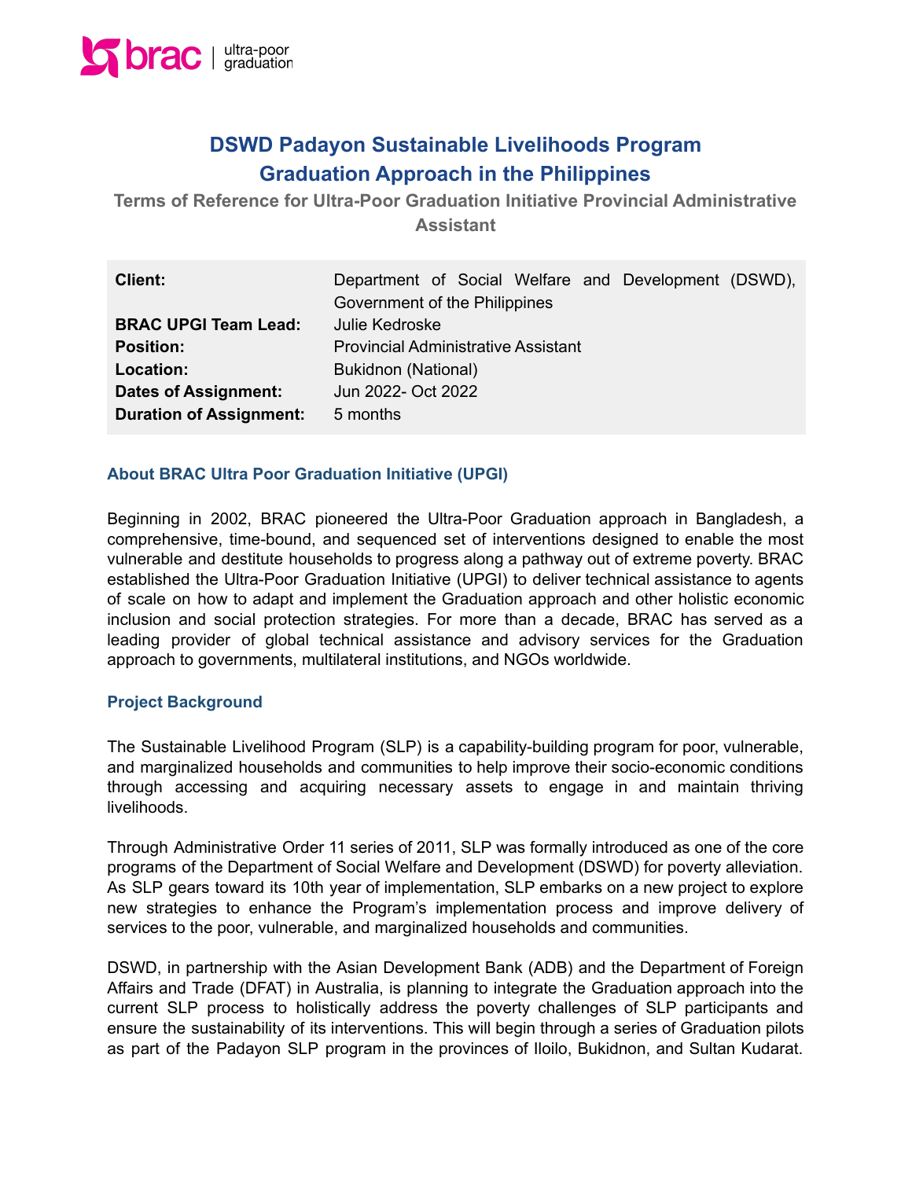# DSWD Padayon Sustainable Livelihoods Program
# Graduation Approach in the Philippines

### Terms of Reference for Ultra-Poor Graduation Initiative Provincial Administrative Assistant

| | |
|---|---|
| **Client:** | Department of Social Welfare and Development (DSWD), Government of the Philippines |
| **BRAC UPGI Team Lead:** | Julie Kedroske |
| **Position:** | Provincial Administrative Assistant |
| **Location:** | Bukidnon (National) |
| **Dates of Assignment:** | Jun 2022- Oct 2022 |
| **Duration of Assignment:** | 5 months |

## About BRAC Ultra Poor Graduation Initiative (UPGI)

Beginning in 2002, BRAC pioneered the Ultra-Poor Graduation approach in Bangladesh, a comprehensive, time-bound, and sequenced set of interventions designed to enable the most vulnerable and destitute households to progress along a pathway out of extreme poverty. BRAC established the Ultra-Poor Graduation Initiative (UPGI) to deliver technical assistance to agents of scale on how to adapt and implement the Graduation approach and other holistic economic inclusion and social protection strategies. For more than a decade, BRAC has served as a leading provider of global technical assistance and advisory services for the Graduation approach to governments, multilateral institutions, and NGOs worldwide.

## Project Background

The Sustainable Livelihood Program (SLP) is a capability-building program for poor, vulnerable, and marginalized households and communities to help improve their socio-economic conditions through accessing and acquiring necessary assets to engage in and maintain thriving livelihoods.

Through Administrative Order 11 series of 2011, SLP was formally introduced as one of the core programs of the Department of Social Welfare and Development (DSWD) for poverty alleviation. As SLP gears toward its 10th year of implementation, SLP embarks on a new project to explore new strategies to enhance the Program's implementation process and improve delivery of services to the poor, vulnerable, and marginalized households and communities.

DSWD, in partnership with the Asian Development Bank (ADB) and the Department of Foreign Affairs and Trade (DFAT) in Australia, is planning to integrate the Graduation approach into the current SLP process to holistically address the poverty challenges of SLP participants and ensure the sustainability of its interventions. This will begin through a series of Graduation pilots as part of the Padayon SLP program in the provinces of Iloilo, Bukidnon, and Sultan Kudarat.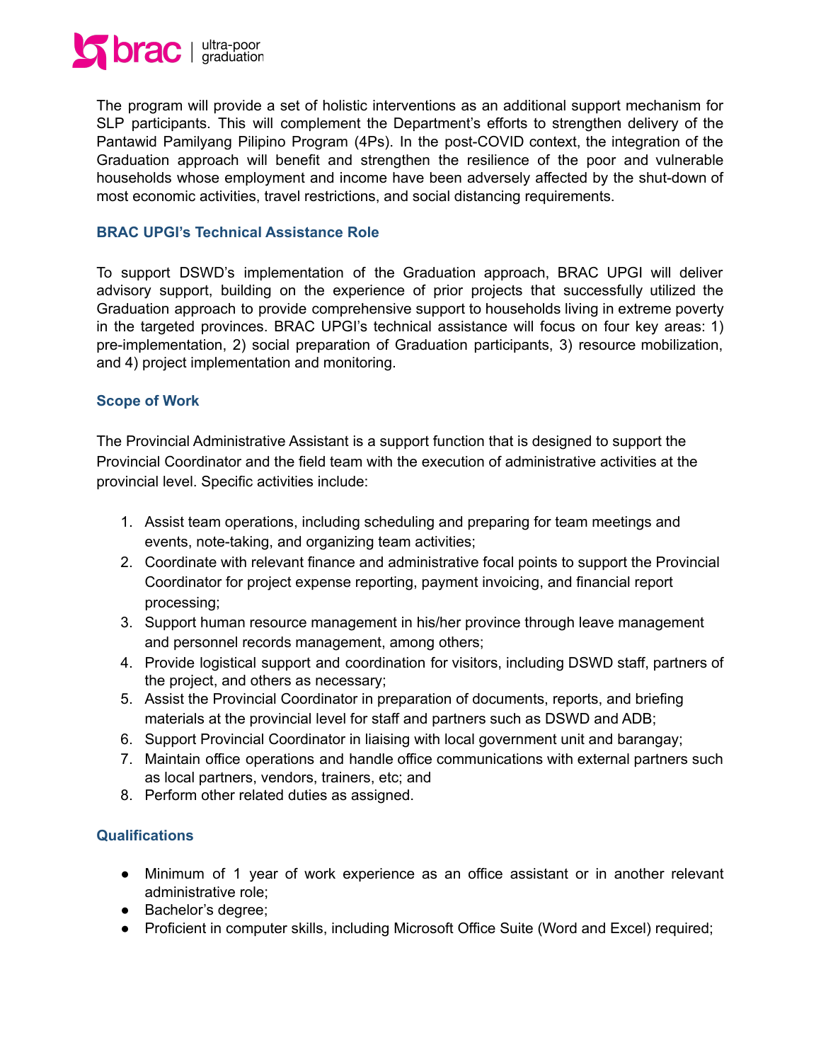The program will provide a set of holistic interventions as an additional support mechanism for SLP participants. This will complement the Department's efforts to strengthen delivery of the Pantawid Pamilyang Pilipino Program (4Ps). In the post-COVID context, the integration of the Graduation approach will benefit and strengthen the resilience of the poor and vulnerable households whose employment and income have been adversely affected by the shut-down of most economic activities, travel restrictions, and social distancing requirements.

### BRAC UPGI's Technical Assistance Role

To support DSWD's implementation of the Graduation approach, BRAC UPGI will deliver advisory support, building on the experience of prior projects that successfully utilized the Graduation approach to provide comprehensive support to households living in extreme poverty in the targeted provinces. BRAC UPGI's technical assistance will focus on four key areas: 1) pre-implementation, 2) social preparation of Graduation participants, 3) resource mobilization, and 4) project implementation and monitoring.

### Scope of Work

The Provincial Administrative Assistant is a support function that is designed to support the Provincial Coordinator and the field team with the execution of administrative activities at the provincial level. Specific activities include:

1. Assist team operations, including scheduling and preparing for team meetings and events, note-taking, and organizing team activities;
2. Coordinate with relevant finance and administrative focal points to support the Provincial Coordinator for project expense reporting, payment invoicing, and financial report processing;
3. Support human resource management in his/her province through leave management and personnel records management, among others;
4. Provide logistical support and coordination for visitors, including DSWD staff, partners of the project, and others as necessary;
5. Assist the Provincial Coordinator in preparation of documents, reports, and briefing materials at the provincial level for staff and partners such as DSWD and ADB;
6. Support Provincial Coordinator in liaising with local government unit and barangay;
7. Maintain office operations and handle office communications with external partners such as local partners, vendors, trainers, etc; and
8. Perform other related duties as assigned.

### Qualifications

- Minimum of 1 year of work experience as an office assistant or in another relevant administrative role;
- Bachelor's degree;
- Proficient in computer skills, including Microsoft Office Suite (Word and Excel) required;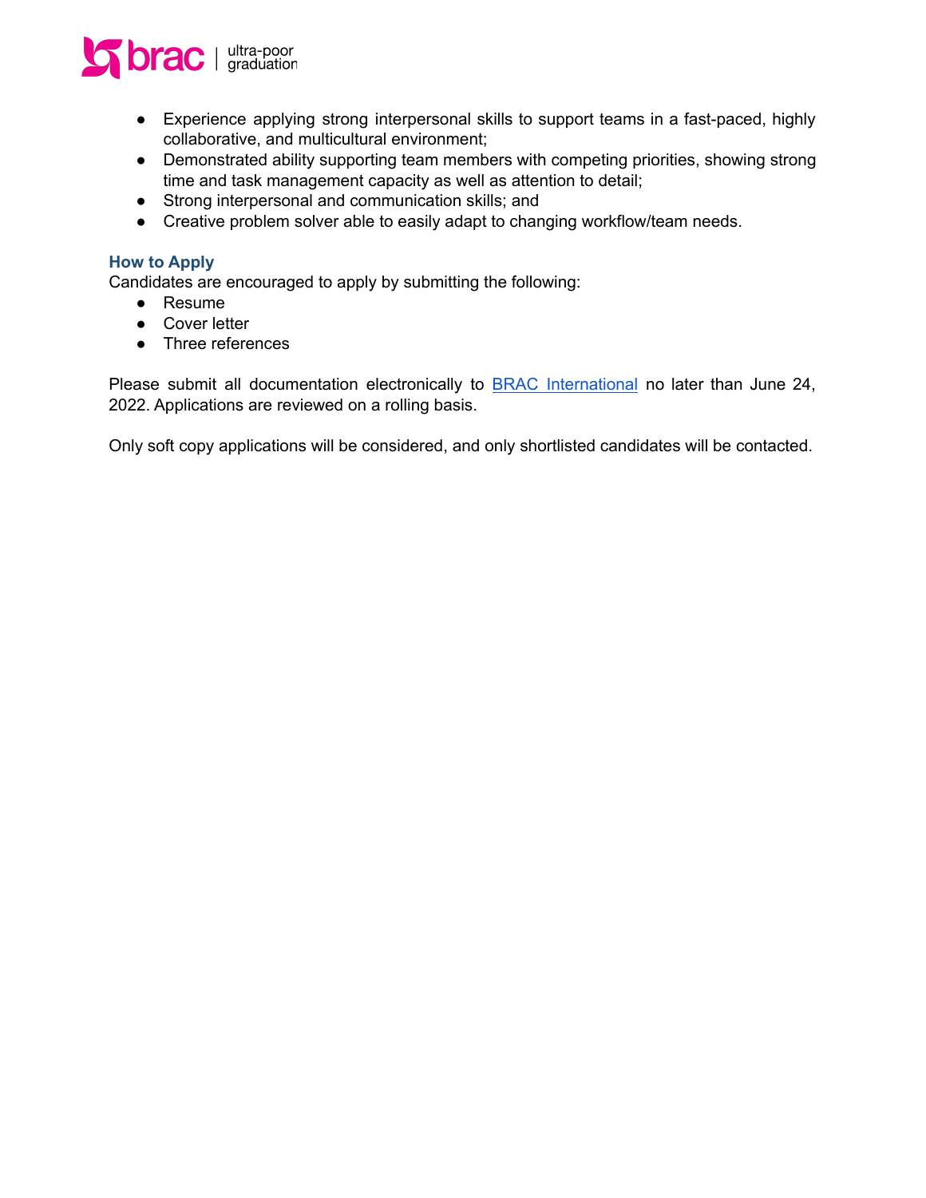- Experience applying strong interpersonal skills to support teams in a fast-paced, highly collaborative, and multicultural environment;
- Demonstrated ability supporting team members with competing priorities, showing strong time and task management capacity as well as attention to detail;
- Strong interpersonal and communication skills; and
- Creative problem solver able to easily adapt to changing workflow/team needs.

### How to Apply

Candidates are encouraged to apply by submitting the following:

- Resume
- Cover letter
- Three references

Please submit all documentation electronically to BRAC International no later than June 24, 2022. Applications are reviewed on a rolling basis.

Only soft copy applications will be considered, and only shortlisted candidates will be contacted.